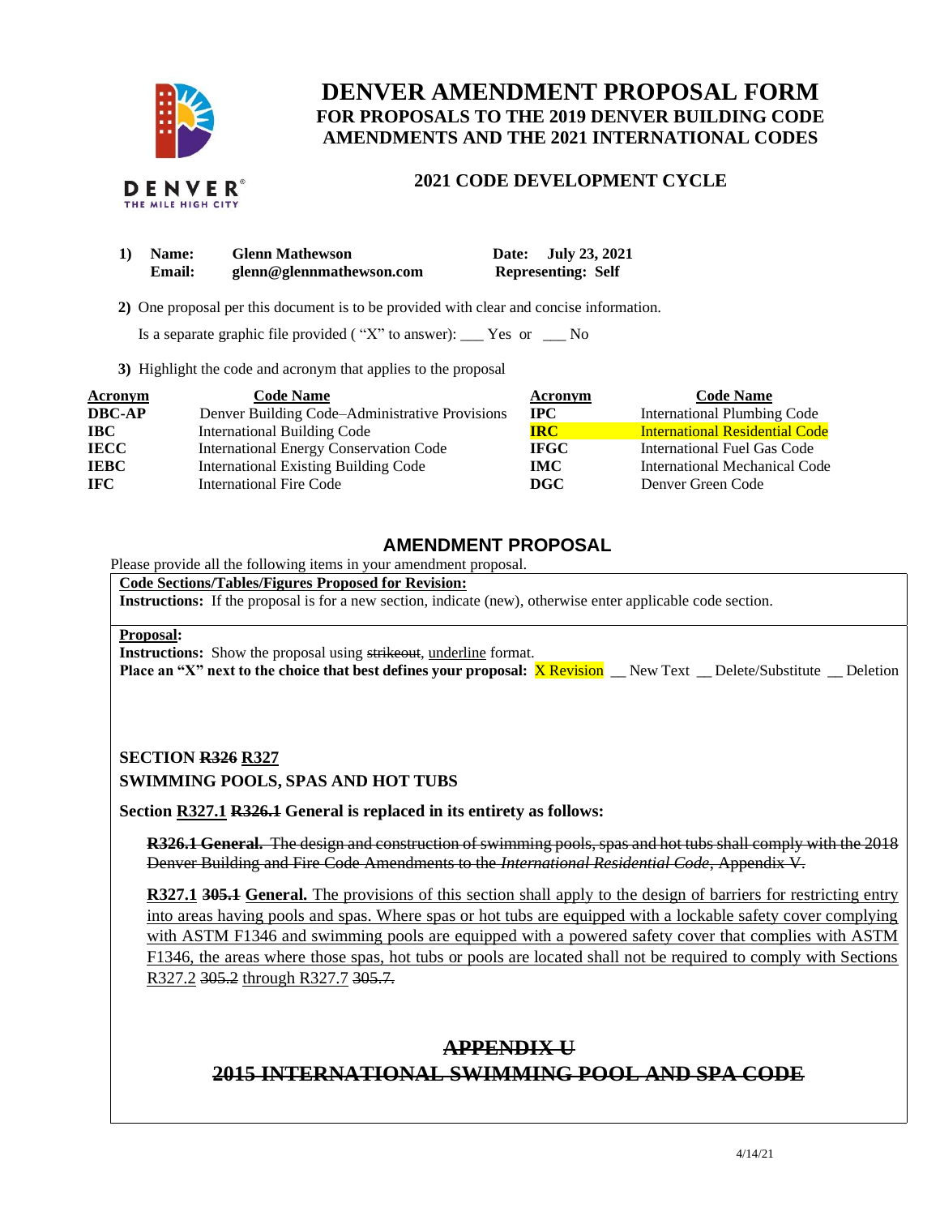# DENVER AMENDMENT PROPOSAL FORM

## FOR PROPOSALS TO THE 2019 DENVER BUILDING CODE AMENDMENTS AND THE 2021 INTERNATIONAL CODES

### 2021 CODE DEVELOPMENT CYCLE

**1) Name:** **Glenn Mathewson** **Date:** **July 23, 2021**
**Email:** **glenn@glennmathewson.com** **Representing: Self**

**2)** One proposal per this document is to be provided with clear and concise information.

Is a separate graphic file provided ( "X" to answer): ___ Yes or ___ No

**3)** Highlight the code and acronym that applies to the proposal

| Acronym | Code Name | Acronym | Code Name |
|---|---|---|---|
| **DBC-AP** | Denver Building Code–Administrative Provisions | **IPC** | International Plumbing Code |
| **IBC** | International Building Code | **IRC** | International Residential Code |
| **IECC** | International Energy Conservation Code | **IFGC** | International Fuel Gas Code |
| **IEBC** | International Existing Building Code | **IMC** | International Mechanical Code |
| **IFC** | International Fire Code | **DGC** | Denver Green Code |

## AMENDMENT PROPOSAL

Please provide all the following items in your amendment proposal.

**Code Sections/Tables/Figures Proposed for Revision:**
**Instructions:** If the proposal is for a new section, indicate (new), otherwise enter applicable code section.

**Proposal:**
**Instructions:** Show the proposal using ~~strikeout~~, <u>underline</u> format.
**Place an "X" next to the choice that best defines your proposal:** X Revision __ New Text __ Delete/Substitute __ Deletion

**SECTION ~~R326~~ <u>R327</u>**
**SWIMMING POOLS, SPAS AND HOT TUBS**

**Section <u>R327.1</u> ~~R326.1~~ General is replaced in its entirety as follows:**

~~**R326.1 General.** The design and construction of swimming pools, spas and hot tubs shall comply with the 2018 Denver Building and Fire Code Amendments to the *International Residential Code*, Appendix V.~~

**<u>R327.1</u> ~~305.1~~ General.** <u>The provisions of this section shall apply to the design of barriers for restricting entry into areas having pools and spas. Where spas or hot tubs are equipped with a lockable safety cover complying with ASTM F1346 and swimming pools are equipped with a powered safety cover that complies with ASTM F1346, the areas where those spas, hot tubs or pools are located shall not be required to comply with Sections R327.2</u> ~~305.2~~ <u>through R327.7</u> ~~305.7.~~

## ~~APPENDIX U~~

## ~~2015 INTERNATIONAL SWIMMING POOL AND SPA CODE~~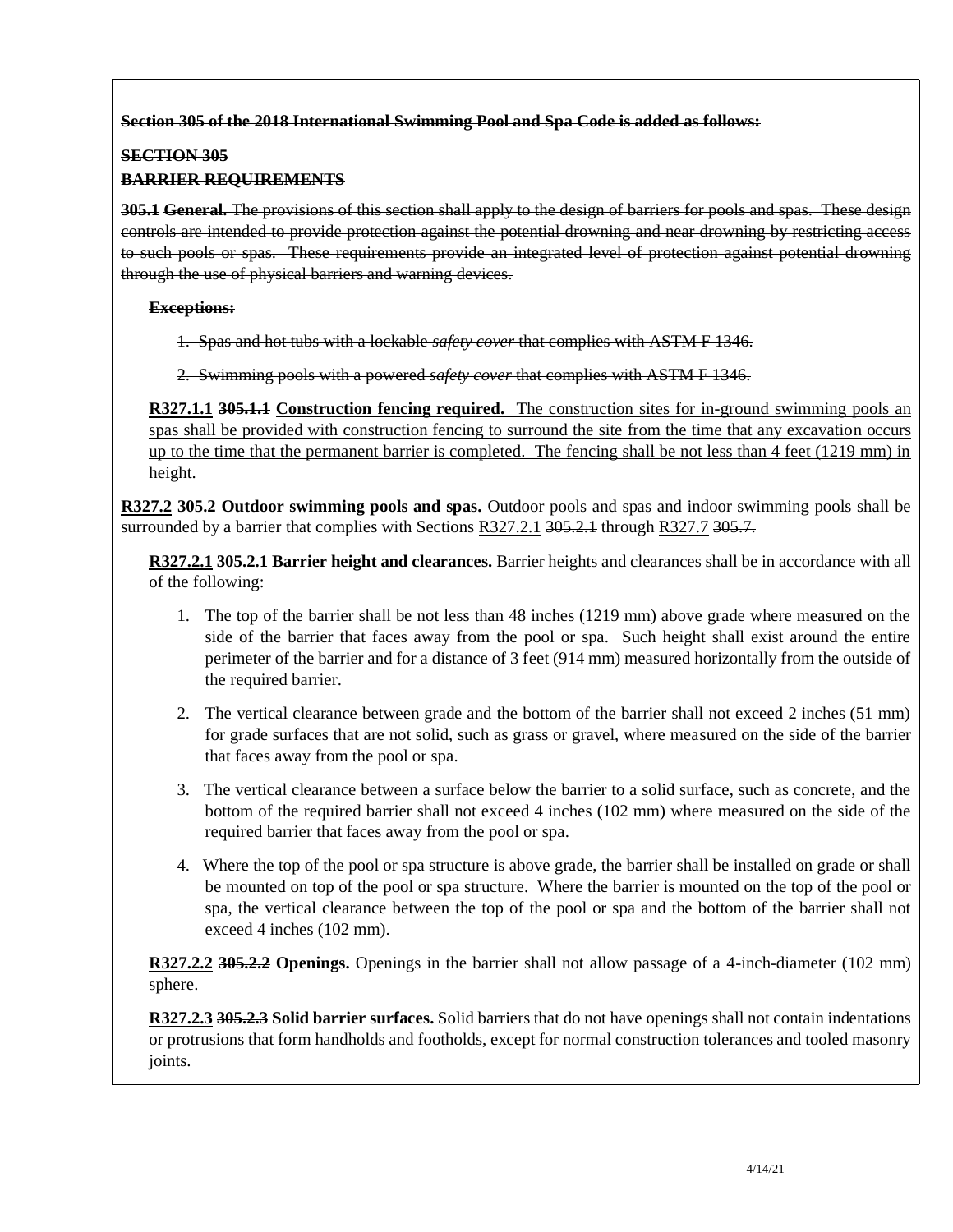~~**Section 305 of the 2018 International Swimming Pool and Spa Code is added as follows:**~~

~~**SECTION 305**~~
~~**BARRIER REQUIREMENTS**~~

~~**305.1 General.** The provisions of this section shall apply to the design of barriers for pools and spas. These design controls are intended to provide protection against the potential drowning and near drowning by restricting access to such pools or spas. These requirements provide an integrated level of protection against potential drowning through the use of physical barriers and warning devices.~~

~~**Exceptions:**~~

~~1. Spas and hot tubs with a lockable *safety cover* that complies with ASTM F 1346.~~

~~2. Swimming pools with a powered *safety cover* that complies with ASTM F 1346.~~

<u>**R327.1.1**</u> ~~**305.1.1**~~ **Construction fencing required.** <u>The construction sites for in-ground swimming pools an spas shall be provided with construction fencing to surround the site from the time that any excavation occurs up to the time that the permanent barrier is completed. The fencing shall be not less than 4 feet (1219 mm) in height.</u>

<u>**R327.2**</u> ~~**305.2**~~ **Outdoor swimming pools and spas.** Outdoor pools and spas and indoor swimming pools shall be surrounded by a barrier that complies with Sections <u>R327.2.1</u> ~~305.2.1~~ through <u>R327.7</u> ~~305.7.~~

<u>**R327.2.1**</u> ~~**305.2.1**~~ **Barrier height and clearances.** Barrier heights and clearances shall be in accordance with all of the following:

1. The top of the barrier shall be not less than 48 inches (1219 mm) above grade where measured on the side of the barrier that faces away from the pool or spa. Such height shall exist around the entire perimeter of the barrier and for a distance of 3 feet (914 mm) measured horizontally from the outside of the required barrier.
2. The vertical clearance between grade and the bottom of the barrier shall not exceed 2 inches (51 mm) for grade surfaces that are not solid, such as grass or gravel, where measured on the side of the barrier that faces away from the pool or spa.
3. The vertical clearance between a surface below the barrier to a solid surface, such as concrete, and the bottom of the required barrier shall not exceed 4 inches (102 mm) where measured on the side of the required barrier that faces away from the pool or spa.
4. Where the top of the pool or spa structure is above grade, the barrier shall be installed on grade or shall be mounted on top of the pool or spa structure. Where the barrier is mounted on the top of the pool or spa, the vertical clearance between the top of the pool or spa and the bottom of the barrier shall not exceed 4 inches (102 mm).

<u>**R327.2.2**</u> ~~**305.2.2**~~ **Openings.** Openings in the barrier shall not allow passage of a 4-inch-diameter (102 mm) sphere.

<u>**R327.2.3**</u> ~~**305.2.3**~~ **Solid barrier surfaces.** Solid barriers that do not have openings shall not contain indentations or protrusions that form handholds and footholds, except for normal construction tolerances and tooled masonry joints.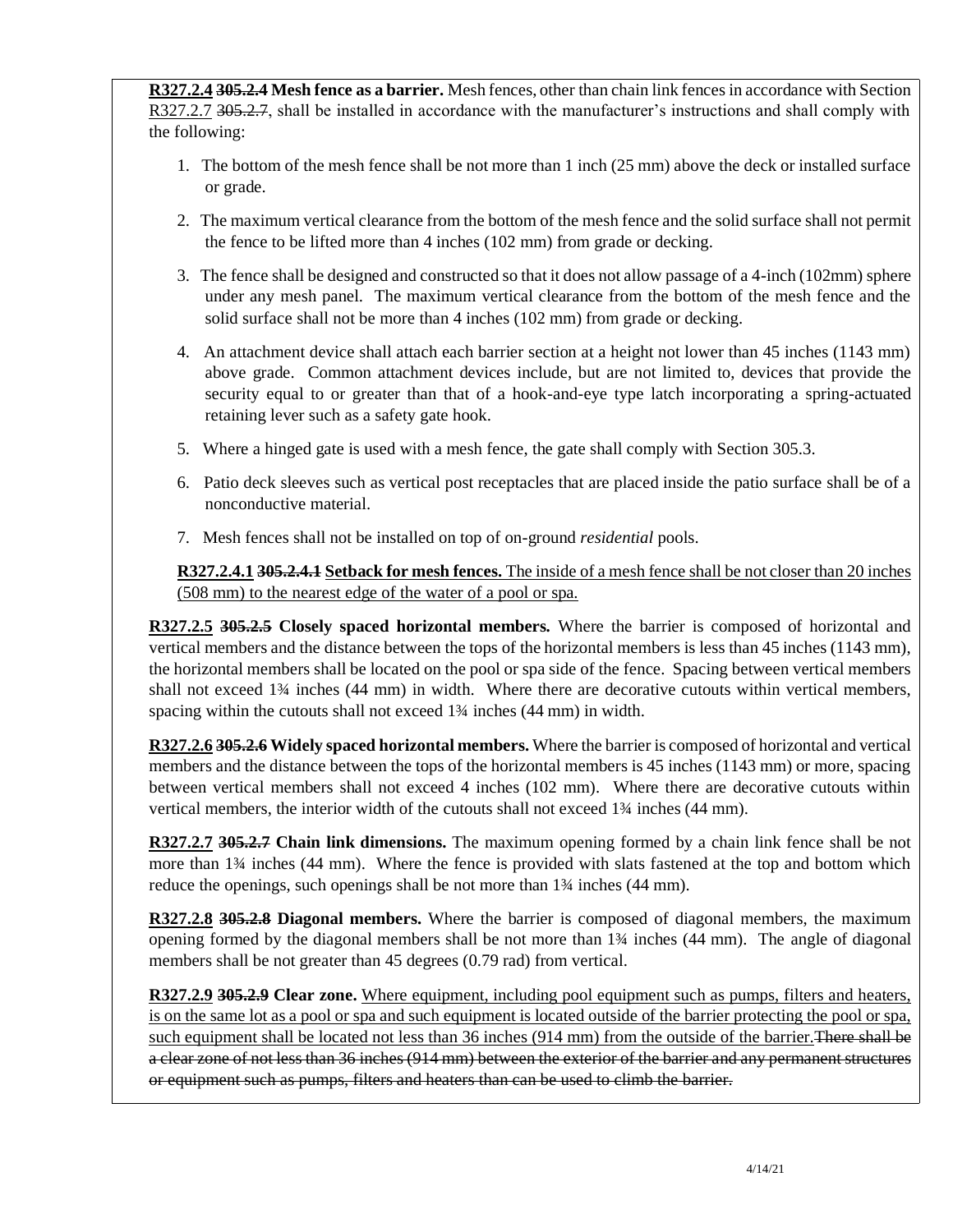**R327.2.4** ~~**305.2.4**~~ **Mesh fence as a barrier.** Mesh fences, other than chain link fences in accordance with Section R327.2.7 ~~305.2.7~~, shall be installed in accordance with the manufacturer's instructions and shall comply with the following:

1. The bottom of the mesh fence shall be not more than 1 inch (25 mm) above the deck or installed surface or grade.
2. The maximum vertical clearance from the bottom of the mesh fence and the solid surface shall not permit the fence to be lifted more than 4 inches (102 mm) from grade or decking.
3. The fence shall be designed and constructed so that it does not allow passage of a 4-inch (102mm) sphere under any mesh panel. The maximum vertical clearance from the bottom of the mesh fence and the solid surface shall not be more than 4 inches (102 mm) from grade or decking.
4. An attachment device shall attach each barrier section at a height not lower than 45 inches (1143 mm) above grade. Common attachment devices include, but are not limited to, devices that provide the security equal to or greater than that of a hook-and-eye type latch incorporating a spring-actuated retaining lever such as a safety gate hook.
5. Where a hinged gate is used with a mesh fence, the gate shall comply with Section 305.3.
6. Patio deck sleeves such as vertical post receptacles that are placed inside the patio surface shall be of a nonconductive material.
7. Mesh fences shall not be installed on top of on-ground *residential* pools.

**R327.2.4.1** ~~**305.2.4.1**~~ **Setback for mesh fences.** The inside of a mesh fence shall be not closer than 20 inches (508 mm) to the nearest edge of the water of a pool or spa.

**R327.2.5** ~~**305.2.5**~~ **Closely spaced horizontal members.** Where the barrier is composed of horizontal and vertical members and the distance between the tops of the horizontal members is less than 45 inches (1143 mm), the horizontal members shall be located on the pool or spa side of the fence. Spacing between vertical members shall not exceed 1¾ inches (44 mm) in width. Where there are decorative cutouts within vertical members, spacing within the cutouts shall not exceed 1¾ inches (44 mm) in width.

**R327.2.6** ~~**305.2.6**~~ **Widely spaced horizontal members.** Where the barrier is composed of horizontal and vertical members and the distance between the tops of the horizontal members is 45 inches (1143 mm) or more, spacing between vertical members shall not exceed 4 inches (102 mm). Where there are decorative cutouts within vertical members, the interior width of the cutouts shall not exceed 1¾ inches (44 mm).

**R327.2.7** ~~**305.2.7**~~ **Chain link dimensions.** The maximum opening formed by a chain link fence shall be not more than 1¾ inches (44 mm). Where the fence is provided with slats fastened at the top and bottom which reduce the openings, such openings shall be not more than 1¾ inches (44 mm).

**R327.2.8** ~~**305.2.8**~~ **Diagonal members.** Where the barrier is composed of diagonal members, the maximum opening formed by the diagonal members shall be not more than 1¾ inches (44 mm). The angle of diagonal members shall be not greater than 45 degrees (0.79 rad) from vertical.

**R327.2.9** ~~**305.2.9**~~ **Clear zone.** Where equipment, including pool equipment such as pumps, filters and heaters, is on the same lot as a pool or spa and such equipment is located outside of the barrier protecting the pool or spa, such equipment shall be located not less than 36 inches (914 mm) from the outside of the barrier.~~There shall be a clear zone of not less than 36 inches (914 mm) between the exterior of the barrier and any permanent structures or equipment such as pumps, filters and heaters than can be used to climb the barrier.~~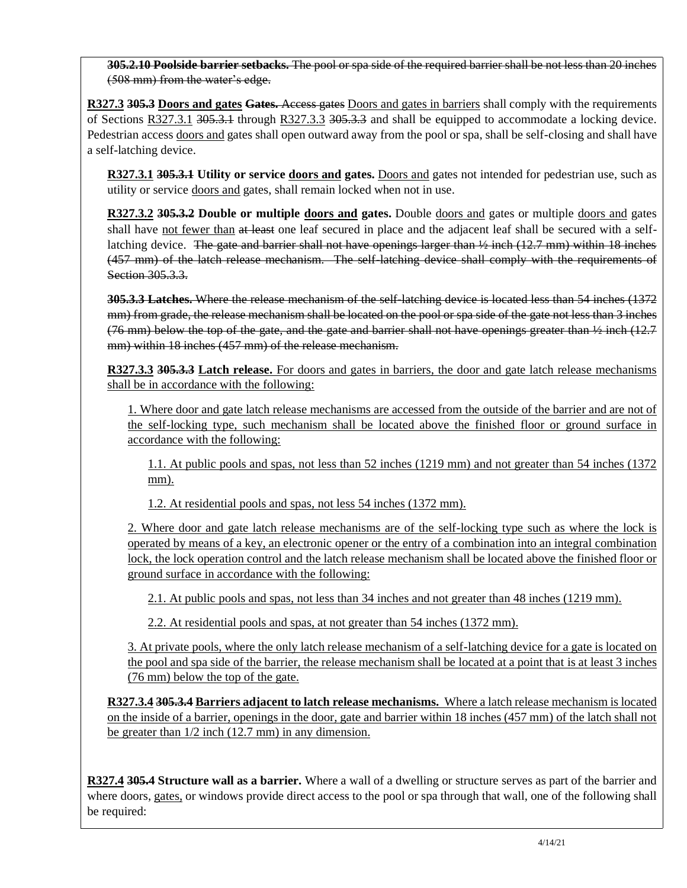~~**305.2.10 Poolside barrier setbacks.** The pool or spa side of the required barrier shall be not less than 20 inches (508 mm) from the water's edge.~~

<u>**R327.3**</u> ~~**305.3**~~ **<u>Doors and gates</u>** ~~**Gates.**~~ ~~Access gates~~ <u>Doors and gates in barriers</u> shall comply with the requirements of Sections <u>R327.3.1</u> ~~305.3.1~~ through <u>R327.3.3</u> ~~305.3.3~~ and shall be equipped to accommodate a locking device. Pedestrian access <u>doors and</u> gates shall open outward away from the pool or spa, shall be self-closing and shall have a self-latching device.

<u>**R327.3.1**</u> ~~**305.3.1**~~ **Utility or service <u>doors and</u> gates.** <u>Doors and</u> gates not intended for pedestrian use, such as utility or service <u>doors and</u> gates, shall remain locked when not in use.

<u>**R327.3.2**</u> ~~**305.3.2**~~ **Double or multiple <u>doors and</u> gates.** Double <u>doors and</u> gates or multiple <u>doors and</u> gates shall have <u>not fewer than</u> ~~at least~~ one leaf secured in place and the adjacent leaf shall be secured with a self-latching device. ~~The gate and barrier shall not have openings larger than ½ inch (12.7 mm) within 18 inches (457 mm) of the latch release mechanism. The self-latching device shall comply with the requirements of Section 305.3.3.~~

~~**305.3.3 Latches.** Where the release mechanism of the self-latching device is located less than 54 inches (1372 mm) from grade, the release mechanism shall be located on the pool or spa side of the gate not less than 3 inches (76 mm) below the top of the gate, and the gate and barrier shall not have openings greater than ½ inch (12.7 mm) within 18 inches (457 mm) of the release mechanism.~~

<u>**R327.3.3**</u> ~~**305.3.3**~~ **<u>Latch release.</u>** <u>For doors and gates in barriers, the door and gate latch release mechanisms shall be in accordance with the following:</u>

<u>1. Where door and gate latch release mechanisms are accessed from the outside of the barrier and are not of the self-locking type, such mechanism shall be located above the finished floor or ground surface in accordance with the following:</u>

<u>1.1. At public pools and spas, not less than 52 inches (1219 mm) and not greater than 54 inches (1372 mm).</u>

<u>1.2. At residential pools and spas, not less 54 inches (1372 mm).</u>

<u>2. Where door and gate latch release mechanisms are of the self-locking type such as where the lock is operated by means of a key, an electronic opener or the entry of a combination into an integral combination lock, the lock operation control and the latch release mechanism shall be located above the finished floor or ground surface in accordance with the following:</u>

<u>2.1. At public pools and spas, not less than 34 inches and not greater than 48 inches (1219 mm).</u>

<u>2.2. At residential pools and spas, at not greater than 54 inches (1372 mm).</u>

<u>3. At private pools, where the only latch release mechanism of a self-latching device for a gate is located on the pool and spa side of the barrier, the release mechanism shall be located at a point that is at least 3 inches (76 mm) below the top of the gate.</u>

<u>**R327.3.4**</u> ~~**305.3.4**~~ **<u>Barriers adjacent to latch release mechanisms.</u>** <u>Where a latch release mechanism is located on the inside of a barrier, openings in the door, gate and barrier within 18 inches (457 mm) of the latch shall not be greater than 1/2 inch (12.7 mm) in any dimension.</u>

<u>**R327.4**</u> ~~**305.4**~~ **Structure wall as a barrier.** Where a wall of a dwelling or structure serves as part of the barrier and where doors, <u>gates,</u> or windows provide direct access to the pool or spa through that wall, one of the following shall be required: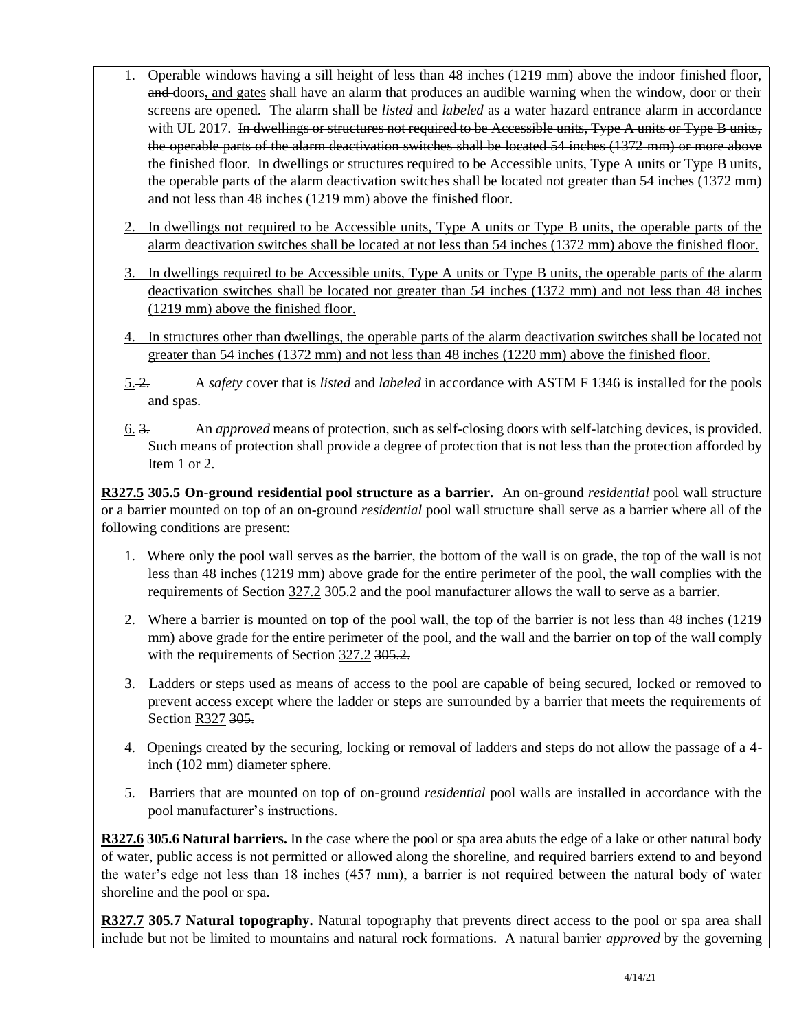1. Operable windows having a sill height of less than 48 inches (1219 mm) above the indoor finished floor, ~~and~~ doors<u>, and gates</u> shall have an alarm that produces an audible warning when the window, door or their screens are opened. The alarm shall be *listed* and *labeled* as a water hazard entrance alarm in accordance with UL 2017. ~~In dwellings or structures not required to be Accessible units, Type A units or Type B units, the operable parts of the alarm deactivation switches shall be located 54 inches (1372 mm) or more above the finished floor. In dwellings or structures required to be Accessible units, Type A units or Type B units, the operable parts of the alarm deactivation switches shall be located not greater than 54 inches (1372 mm) and not less than 48 inches (1219 mm) above the finished floor.~~

<u>2. In dwellings not required to be Accessible units, Type A units or Type B units, the operable parts of the alarm deactivation switches shall be located at not less than 54 inches (1372 mm) above the finished floor.</u>

<u>3. In dwellings required to be Accessible units, Type A units or Type B units, the operable parts of the alarm deactivation switches shall be located not greater than 54 inches (1372 mm) and not less than 48 inches (1219 mm) above the finished floor.</u>

<u>4. In structures other than dwellings, the operable parts of the alarm deactivation switches shall be located not greater than 54 inches (1372 mm) and not less than 48 inches (1220 mm) above the finished floor.</u>

<u>5.</u> ~~2.~~ A *safety* cover that is *listed* and *labeled* in accordance with ASTM F 1346 is installed for the pools and spas.

<u>6.</u> ~~3.~~ An *approved* means of protection, such as self-closing doors with self-latching devices, is provided. Such means of protection shall provide a degree of protection that is not less than the protection afforded by Item 1 or 2.

**<u>R327.5</u> ~~305.5~~ On-ground residential pool structure as a barrier.** An on-ground *residential* pool wall structure or a barrier mounted on top of an on-ground *residential* pool wall structure shall serve as a barrier where all of the following conditions are present:

1. Where only the pool wall serves as the barrier, the bottom of the wall is on grade, the top of the wall is not less than 48 inches (1219 mm) above grade for the entire perimeter of the pool, the wall complies with the requirements of Section <u>327.2</u> ~~305.2~~ and the pool manufacturer allows the wall to serve as a barrier.
2. Where a barrier is mounted on top of the pool wall, the top of the barrier is not less than 48 inches (1219 mm) above grade for the entire perimeter of the pool, and the wall and the barrier on top of the wall comply with the requirements of Section <u>327.2</u> ~~305.2.~~
3. Ladders or steps used as means of access to the pool are capable of being secured, locked or removed to prevent access except where the ladder or steps are surrounded by a barrier that meets the requirements of Section <u>R327</u> ~~305.~~
4. Openings created by the securing, locking or removal of ladders and steps do not allow the passage of a 4-inch (102 mm) diameter sphere.
5. Barriers that are mounted on top of on-ground *residential* pool walls are installed in accordance with the pool manufacturer's instructions.

**<u>R327.6</u> ~~305.6~~ Natural barriers.** In the case where the pool or spa area abuts the edge of a lake or other natural body of water, public access is not permitted or allowed along the shoreline, and required barriers extend to and beyond the water's edge not less than 18 inches (457 mm), a barrier is not required between the natural body of water shoreline and the pool or spa.

**<u>R327.7</u> ~~305.7~~ Natural topography.** Natural topography that prevents direct access to the pool or spa area shall include but not be limited to mountains and natural rock formations. A natural barrier *approved* by the governing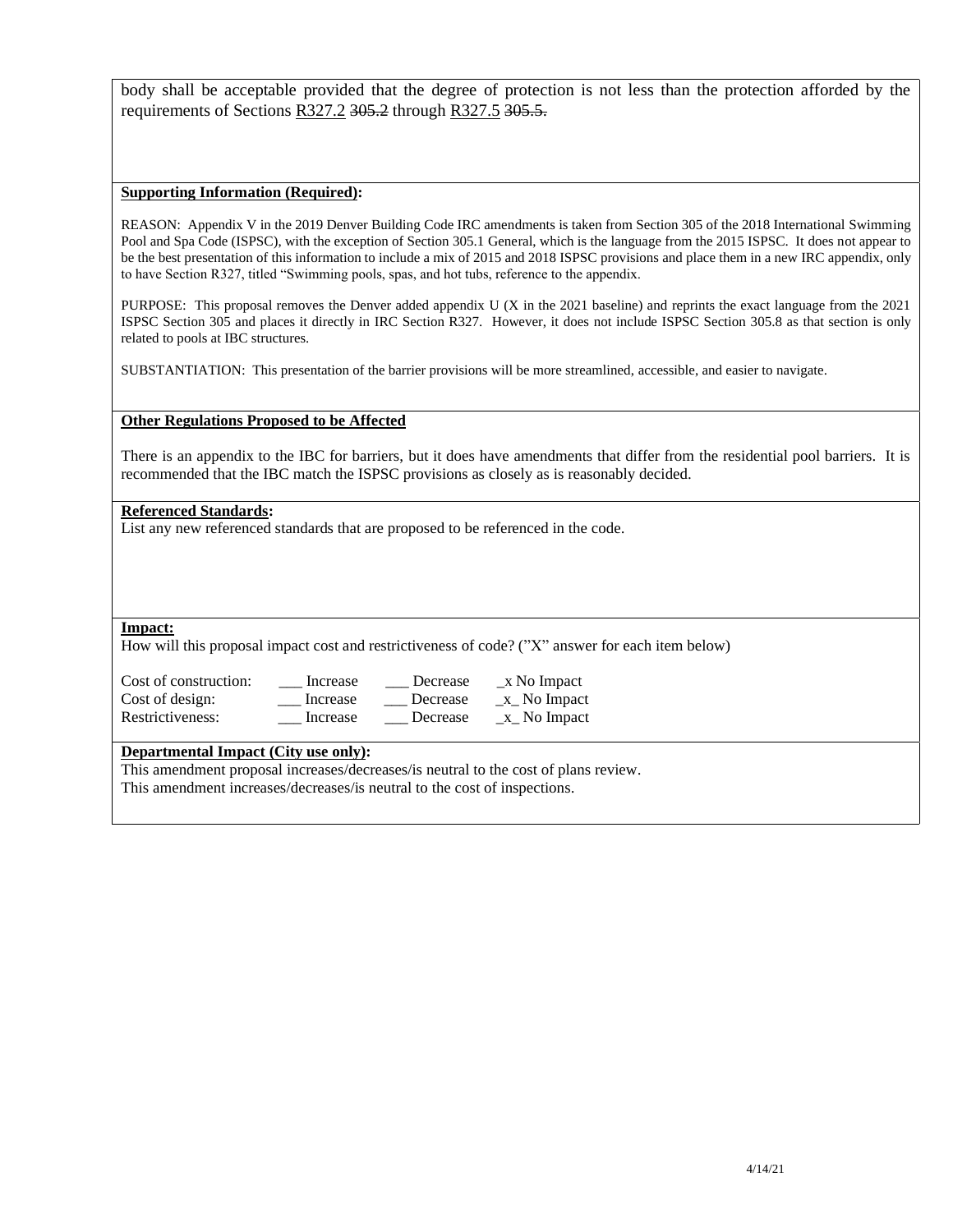body shall be acceptable provided that the degree of protection is not less than the protection afforded by the requirements of Sections <u>R327.2</u> ~~305.2~~ through <u>R327.5</u> ~~305.5.~~

**<u>Supporting Information (Required)</u>:**

REASON: Appendix V in the 2019 Denver Building Code IRC amendments is taken from Section 305 of the 2018 International Swimming Pool and Spa Code (ISPSC), with the exception of Section 305.1 General, which is the language from the 2015 ISPSC. It does not appear to be the best presentation of this information to include a mix of 2015 and 2018 ISPSC provisions and place them in a new IRC appendix, only to have Section R327, titled "Swimming pools, spas, and hot tubs, reference to the appendix.

PURPOSE: This proposal removes the Denver added appendix U (X in the 2021 baseline) and reprints the exact language from the 2021 ISPSC Section 305 and places it directly in IRC Section R327. However, it does not include ISPSC Section 305.8 as that section is only related to pools at IBC structures.

SUBSTANTIATION: This presentation of the barrier provisions will be more streamlined, accessible, and easier to navigate.

**<u>Other Regulations Proposed to be Affected</u>**

There is an appendix to the IBC for barriers, but it does have amendments that differ from the residential pool barriers. It is recommended that the IBC match the ISPSC provisions as closely as is reasonably decided.

**<u>Referenced Standards</u>:**

List any new referenced standards that are proposed to be referenced in the code.

**<u>Impact:</u>**

How will this proposal impact cost and restrictiveness of code? ("X" answer for each item below)

| | | | |
|---|---|---|---|
| Cost of construction: | ___ Increase | ___ Decrease | _x No Impact |
| Cost of design: | ___ Increase | ___ Decrease | _x_ No Impact |
| Restrictiveness: | ___ Increase | ___ Decrease | _x_ No Impact |

**<u>Departmental Impact (City use only)</u>:**

This amendment proposal increases/decreases/is neutral to the cost of plans review.
This amendment increases/decreases/is neutral to the cost of inspections.